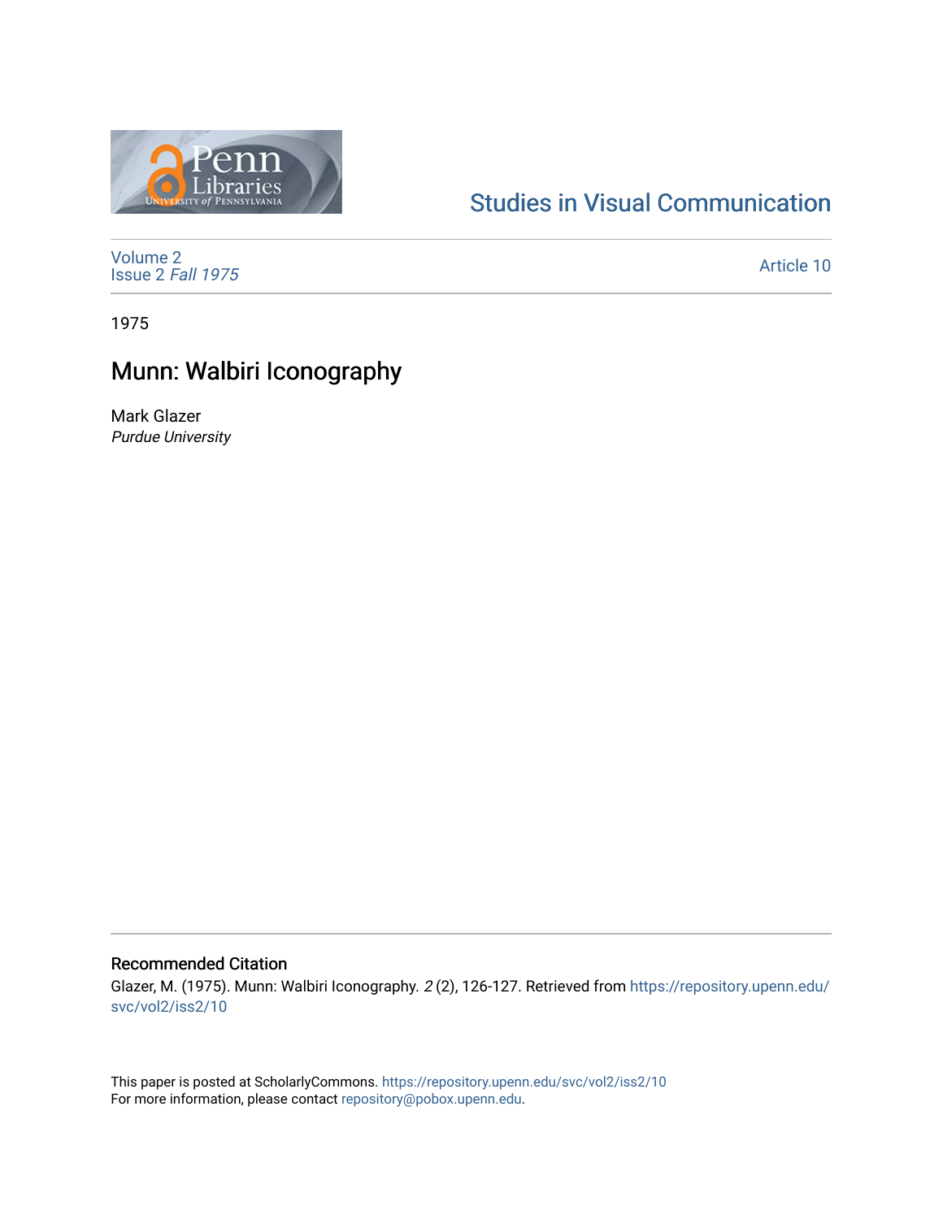Studies in Visual Communication

Volume 2
Issue 2 *Fall 1975*

Article 10

1975

# Munn: Walbiri Iconography

Mark Glazer
*Purdue University*

## Recommended Citation

Glazer, M. (1975). Munn: Walbiri Iconography. *2* (2), 126-127. Retrieved from https://repository.upenn.edu/svc/vol2/iss2/10

This paper is posted at ScholarlyCommons. https://repository.upenn.edu/svc/vol2/iss2/10
For more information, please contact repository@pobox.upenn.edu.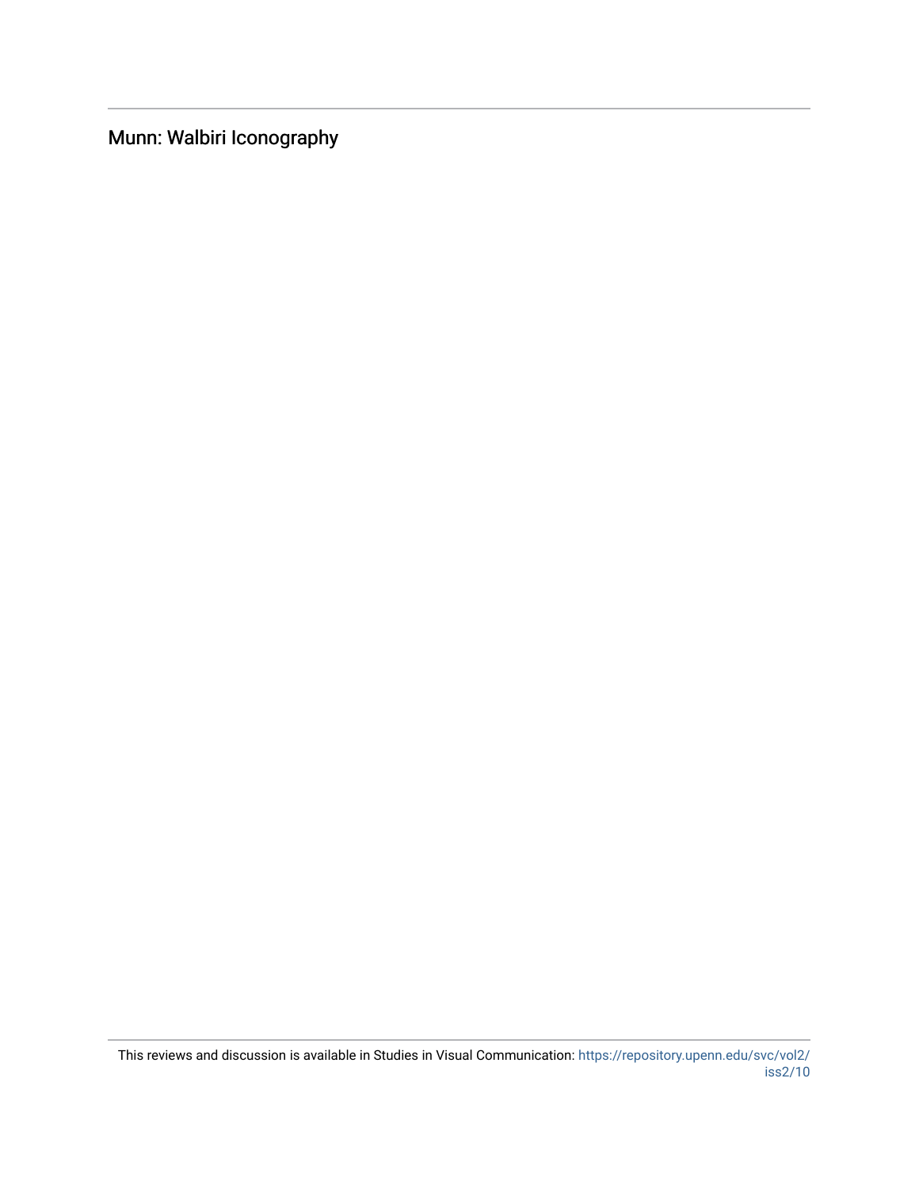Munn: Walbiri Iconography

This reviews and discussion is available in Studies in Visual Communication: https://repository.upenn.edu/svc/vol2/iss2/10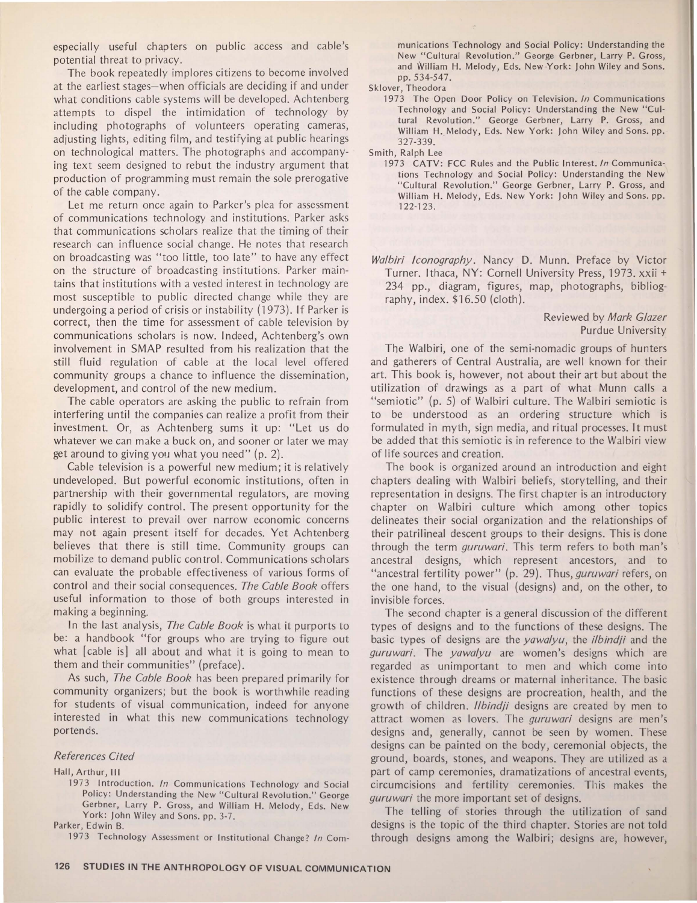especially useful chapters on public access and cable's potential threat to privacy.

The book repeatedly implores citizens to become involved at the earliest stages—when officials are deciding if and under what conditions cable systems will be developed. Achtenberg attempts to dispel the intimidation of technology by including photographs of volunteers operating cameras, adjusting lights, editing film, and testifying at public hearings on technological matters. The photographs and accompanying text seem designed to rebut the industry argument that production of programming must remain the sole prerogative of the cable company.

Let me return once again to Parker's plea for assessment of communications technology and institutions. Parker asks that communications scholars realize that the timing of their research can influence social change. He notes that research on broadcasting was "too little, too late" to have any effect on the structure of broadcasting institutions. Parker maintains that institutions with a vested interest in technology are most susceptible to public directed change while they are undergoing a period of crisis or instability (1973). If Parker is correct, then the time for assessment of cable television by communications scholars is now. Indeed, Achtenberg's own involvement in SMAP resulted from his realization that the still fluid regulation of cable at the local level offered community groups a chance to influence the dissemination, development, and control of the new medium.

The cable operators are asking the public to refrain from interfering until the companies can realize a profit from their investment. Or, as Achtenberg sums it up: "Let us do whatever we can make a buck on, and sooner or later we may get around to giving you what you need" (p. 2).

Cable television is a powerful new medium; it is relatively undeveloped. But powerful economic institutions, often in partnership with their governmental regulators, are moving rapidly to solidify control. The present opportunity for the public interest to prevail over narrow economic concerns may not again present itself for decades. Yet Achtenberg believes that there is still time. Community groups can mobilize to demand public control. Communications scholars can evaluate the probable effectiveness of various forms of control and their social consequences. *The Cable Book* offers useful information to those of both groups interested in making a beginning.

In the last analysis, *The Cable Book* is what it purports to be: a handbook "for groups who are trying to figure out what [cable is] all about and what it is going to mean to them and their communities" (preface).

As such, *The Cable Book* has been prepared primarily for community organizers; but the book is worthwhile reading for students of visual communication, indeed for anyone interested in what this new communications technology portends.

### *References Cited*

Hall, Arthur, III
: 1973 Introduction. *In* Communications Technology and Social Policy: Understanding the New "Cultural Revolution." George Gerbner, Larry P. Gross, and William H. Melody, Eds. New York: John Wiley and Sons. pp. 3-7.

Parker, Edwin B.
: 1973 Technology Assessment or Institutional Change? *In* Communications Technology and Social Policy: Understanding the New "Cultural Revolution." George Gerbner, Larry P. Gross, and William H. Melody, Eds. New York: John Wiley and Sons. pp. 534-547.

Sklover, Theodora
: 1973 The Open Door Policy on Television. *In* Communications Technology and Social Policy: Understanding the New "Cultural Revolution." George Gerbner, Larry P. Gross, and William H. Melody, Eds. New York: John Wiley and Sons. pp. 327-339.

Smith, Ralph Lee
: 1973 CATV: FCC Rules and the Public Interest. *In* Communications Technology and Social Policy: Understanding the New "Cultural Revolution." George Gerbner, Larry P. Gross, and William H. Melody, Eds. New York: John Wiley and Sons. pp. 122-123.

*Walbiri Iconography*. Nancy D. Munn. Preface by Victor Turner. Ithaca, NY: Cornell University Press, 1973. xxii + 234 pp., diagram, figures, map, photographs, bibliography, index. $16.50 (cloth).

Reviewed by *Mark Glazer*
Purdue University

The Walbiri, one of the semi-nomadic groups of hunters and gatherers of Central Australia, are well known for their art. This book is, however, not about their art but about the utilization of drawings as a part of what Munn calls a "semiotic" (p. 5) of Walbiri culture. The Walbiri semiotic is to be understood as an ordering structure which is formulated in myth, sign media, and ritual processes. It must be added that this semiotic is in reference to the Walbiri view of life sources and creation.

The book is organized around an introduction and eight chapters dealing with Walbiri beliefs, storytelling, and their representation in designs. The first chapter is an introductory chapter on Walbiri culture which among other topics delineates their social organization and the relationships of their patrilineal descent groups to their designs. This is done through the term *guruwari*. This term refers to both man's ancestral designs, which represent ancestors, and to "ancestral fertility power" (p. 29). Thus, *guruwari* refers, on the one hand, to the visual (designs) and, on the other, to invisible forces.

The second chapter is a general discussion of the different types of designs and to the functions of these designs. The basic types of designs are the *yawalyu*, the *ilbindji* and the *guruwari*. The *yawalyu* are women's designs which are regarded as unimportant to men and which come into existence through dreams or maternal inheritance. The basic functions of these designs are procreation, health, and the growth of children. *Ilbindji* designs are created by men to attract women as lovers. The *guruwari* designs are men's designs and, generally, cannot be seen by women. These designs can be painted on the body, ceremonial objects, the ground, boards, stones, and weapons. They are utilized as a part of camp ceremonies, dramatizations of ancestral events, circumcisions and fertility ceremonies. This makes the *guruwari* the more important set of designs.

The telling of stories through the utilization of sand designs is the topic of the third chapter. Stories are not told through designs among the Walbiri; designs are, however,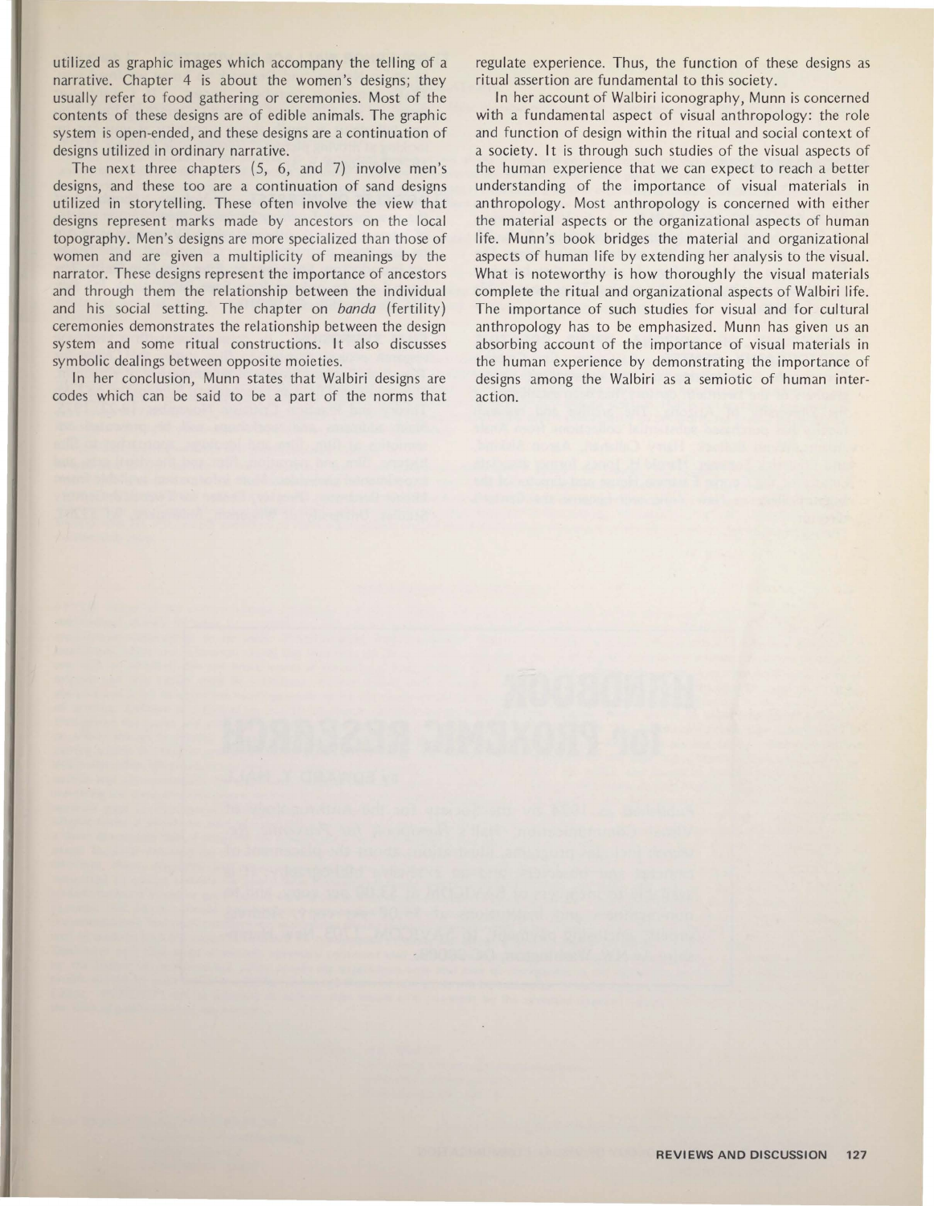utilized as graphic images which accompany the telling of a narrative. Chapter 4 is about the women's designs; they usually refer to food gathering or ceremonies. Most of the contents of these designs are of edible animals. The graphic system is open-ended, and these designs are a continuation of designs utilized in ordinary narrative.

The next three chapters (5, 6, and 7) involve men's designs, and these too are a continuation of sand designs utilized in storytelling. These often involve the view that designs represent marks made by ancestors on the local topography. Men's designs are more specialized than those of women and are given a multiplicity of meanings by the narrator. These designs represent the importance of ancestors and through them the relationship between the individual and his social setting. The chapter on *banda* (fertility) ceremonies demonstrates the relationship between the design system and some ritual constructions. It also discusses symbolic dealings between opposite moieties.

In her conclusion, Munn states that Walbiri designs are codes which can be said to be a part of the norms that regulate experience. Thus, the function of these designs as ritual assertion are fundamental to this society.

In her account of Walbiri iconography, Munn is concerned with a fundamental aspect of visual anthropology: the role and function of design within the ritual and social context of a society. It is through such studies of the visual aspects of the human experience that we can expect to reach a better understanding of the importance of visual materials in anthropology. Most anthropology is concerned with either the material aspects or the organizational aspects of human life. Munn's book bridges the material and organizational aspects of human life by extending her analysis to the visual. What is noteworthy is how thoroughly the visual materials complete the ritual and organizational aspects of Walbiri life. The importance of such studies for visual and for cultural anthropology has to be emphasized. Munn has given us an absorbing account of the importance of visual materials in the human experience by demonstrating the importance of designs among the Walbiri as a semiotic of human interaction.